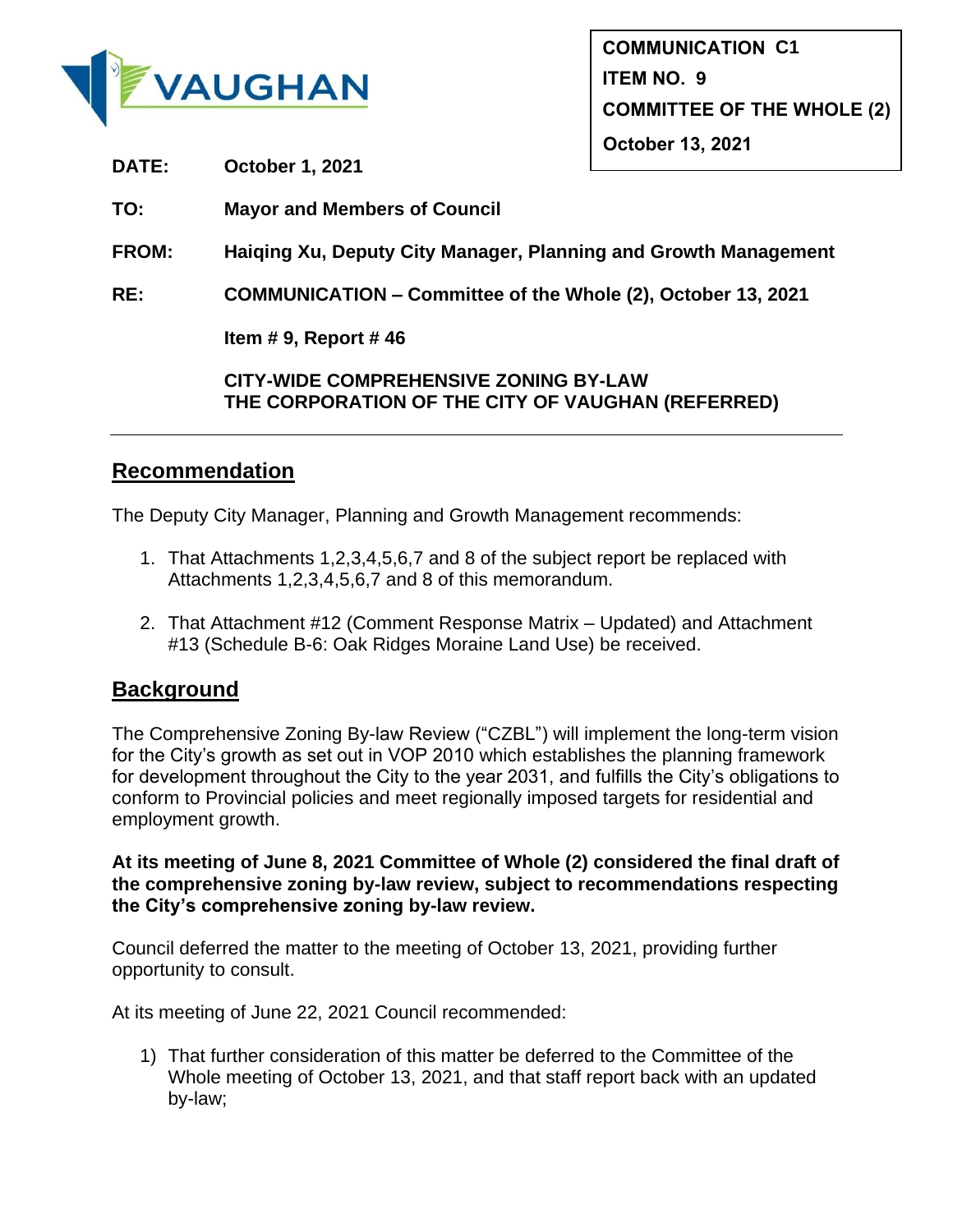**COMMUNICATION C1**
**ITEM NO. 9**
**COMMITTEE OF THE WHOLE (2)**
**October 13, 2021**

**DATE:** **October 1, 2021**

**TO:** **Mayor and Members of Council**

**FROM:** **Haiqing Xu, Deputy City Manager, Planning and Growth Management**

**RE:** **COMMUNICATION – Committee of the Whole (2), October 13, 2021**

**Item # 9, Report # 46**

**CITY-WIDE COMPREHENSIVE ZONING BY-LAW**
**THE CORPORATION OF THE CITY OF VAUGHAN (REFERRED)**

---

## Recommendation

The Deputy City Manager, Planning and Growth Management recommends:

1. That Attachments 1,2,3,4,5,6,7 and 8 of the subject report be replaced with Attachments 1,2,3,4,5,6,7 and 8 of this memorandum.
2. That Attachment #12 (Comment Response Matrix – Updated) and Attachment #13 (Schedule B-6: Oak Ridges Moraine Land Use) be received.

## Background

The Comprehensive Zoning By-law Review ("CZBL") will implement the long-term vision for the City's growth as set out in VOP 2010 which establishes the planning framework for development throughout the City to the year 2031, and fulfills the City's obligations to conform to Provincial policies and meet regionally imposed targets for residential and employment growth.

**At its meeting of June 8, 2021 Committee of Whole (2) considered the final draft of the comprehensive zoning by-law review, subject to recommendations respecting the City's comprehensive zoning by-law review.**

Council deferred the matter to the meeting of October 13, 2021, providing further opportunity to consult.

At its meeting of June 22, 2021 Council recommended:

1) That further consideration of this matter be deferred to the Committee of the Whole meeting of October 13, 2021, and that staff report back with an updated by-law;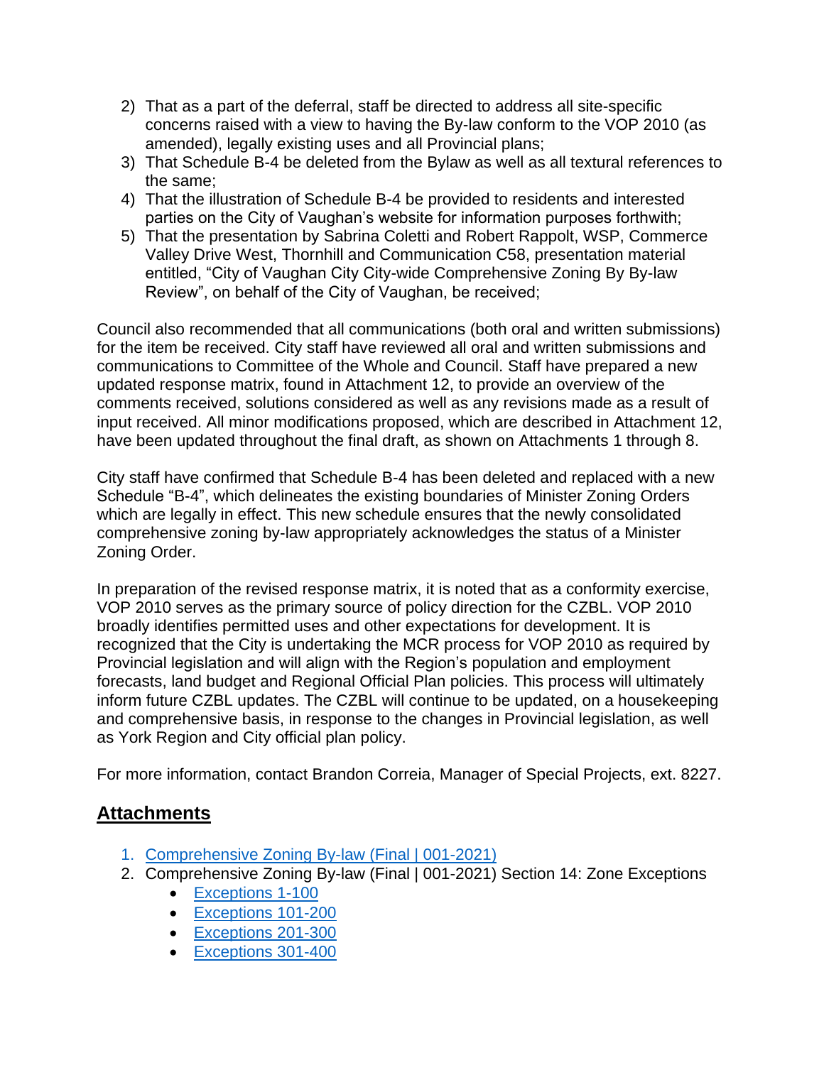2) That as a part of the deferral, staff be directed to address all site-specific concerns raised with a view to having the By-law conform to the VOP 2010 (as amended), legally existing uses and all Provincial plans;
3) That Schedule B-4 be deleted from the Bylaw as well as all textural references to the same;
4) That the illustration of Schedule B-4 be provided to residents and interested parties on the City of Vaughan's website for information purposes forthwith;
5) That the presentation by Sabrina Coletti and Robert Rappolt, WSP, Commerce Valley Drive West, Thornhill and Communication C58, presentation material entitled, "City of Vaughan City City-wide Comprehensive Zoning By By-law Review", on behalf of the City of Vaughan, be received;

Council also recommended that all communications (both oral and written submissions) for the item be received. City staff have reviewed all oral and written submissions and communications to Committee of the Whole and Council. Staff have prepared a new updated response matrix, found in Attachment 12, to provide an overview of the comments received, solutions considered as well as any revisions made as a result of input received. All minor modifications proposed, which are described in Attachment 12, have been updated throughout the final draft, as shown on Attachments 1 through 8.

City staff have confirmed that Schedule B-4 has been deleted and replaced with a new Schedule "B-4", which delineates the existing boundaries of Minister Zoning Orders which are legally in effect. This new schedule ensures that the newly consolidated comprehensive zoning by-law appropriately acknowledges the status of a Minister Zoning Order.

In preparation of the revised response matrix, it is noted that as a conformity exercise, VOP 2010 serves as the primary source of policy direction for the CZBL. VOP 2010 broadly identifies permitted uses and other expectations for development. It is recognized that the City is undertaking the MCR process for VOP 2010 as required by Provincial legislation and will align with the Region's population and employment forecasts, land budget and Regional Official Plan policies. This process will ultimately inform future CZBL updates. The CZBL will continue to be updated, on a housekeeping and comprehensive basis, in response to the changes in Provincial legislation, as well as York Region and City official plan policy.

For more information, contact Brandon Correia, Manager of Special Projects, ext. 8227.

## Attachments

1. Comprehensive Zoning By-law (Final | 001-2021)
2. Comprehensive Zoning By-law (Final | 001-2021) Section 14: Zone Exceptions
    - Exceptions 1-100
    - Exceptions 101-200
    - Exceptions 201-300
    - Exceptions 301-400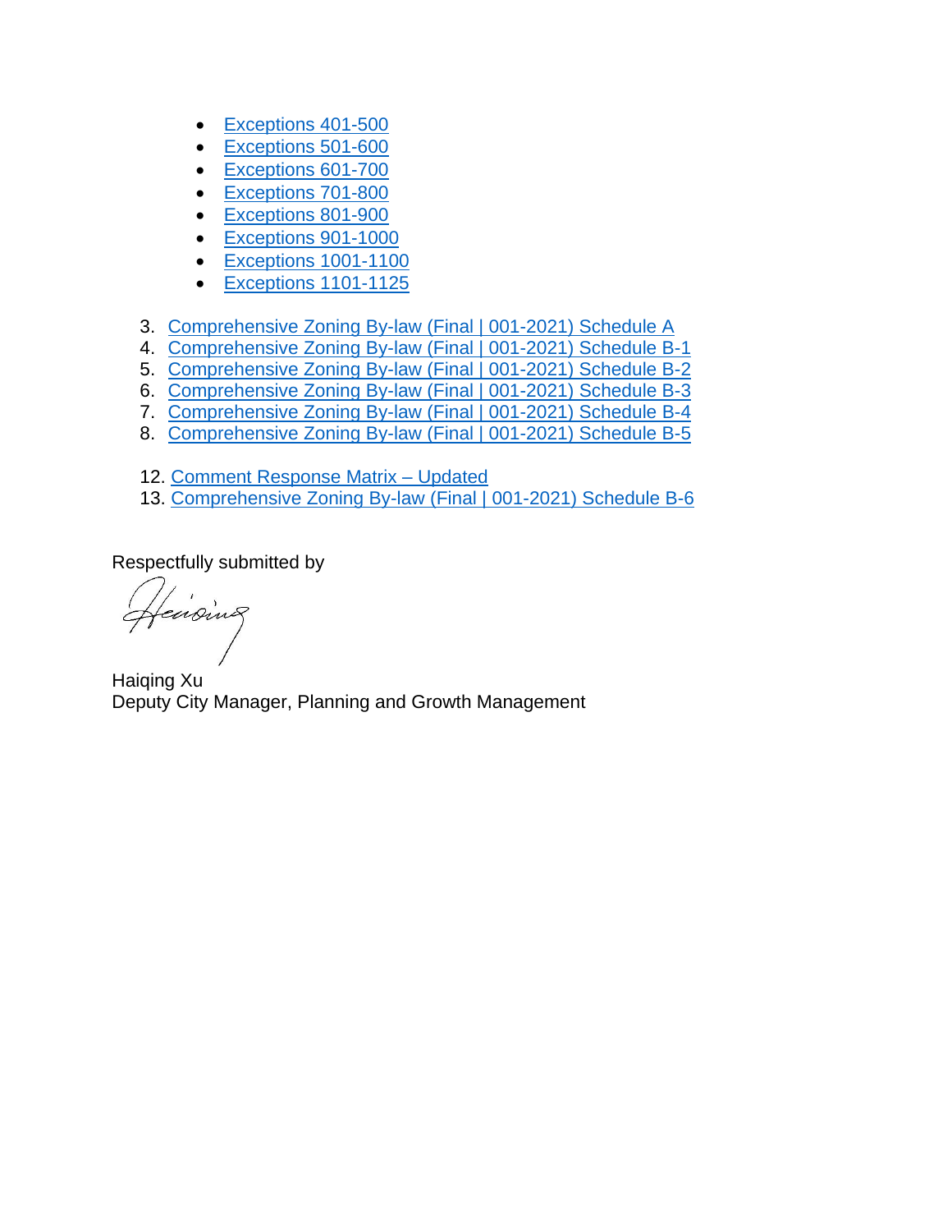- Exceptions 401-500
- Exceptions 501-600
- Exceptions 601-700
- Exceptions 701-800
- Exceptions 801-900
- Exceptions 901-1000
- Exceptions 1001-1100
- Exceptions 1101-1125

3. Comprehensive Zoning By-law (Final | 001-2021) Schedule A
4. Comprehensive Zoning By-law (Final | 001-2021) Schedule B-1
5. Comprehensive Zoning By-law (Final | 001-2021) Schedule B-2
6. Comprehensive Zoning By-law (Final | 001-2021) Schedule B-3
7. Comprehensive Zoning By-law (Final | 001-2021) Schedule B-4
8. Comprehensive Zoning By-law (Final | 001-2021) Schedule B-5

12. Comment Response Matrix – Updated
13. Comprehensive Zoning By-law (Final | 001-2021) Schedule B-6

Respectfully submitted by

Haiqing Xu
Deputy City Manager, Planning and Growth Management